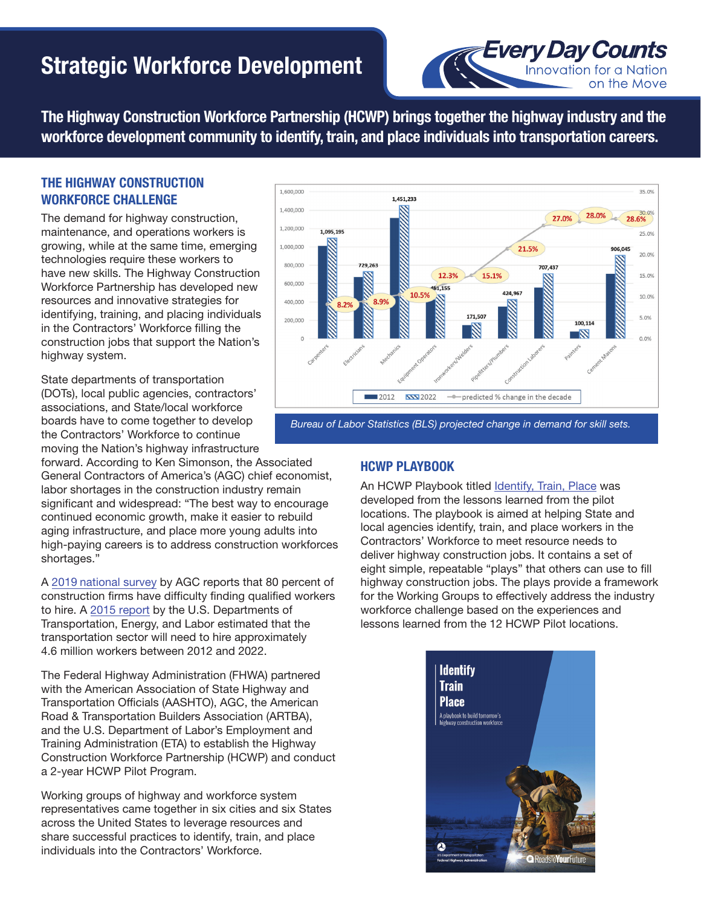# Strategic Workforce Development

Every Day Counts
Innovation for a Nation on the Move

**The Highway Construction Workforce Partnership (HCWP) brings together the highway industry and the workforce development community to identify, train, and place individuals into transportation careers.**

## THE HIGHWAY CONSTRUCTION WORKFORCE CHALLENGE

The demand for highway construction, maintenance, and operations workers is growing, while at the same time, emerging technologies require these workers to have new skills. The Highway Construction Workforce Partnership has developed new resources and innovative strategies for identifying, training, and placing individuals in the Contractors' Workforce filling the construction jobs that support the Nation's highway system.

State departments of transportation (DOTs), local public agencies, contractors' associations, and State/local workforce boards have to come together to develop the Contractors' Workforce to continue moving the Nation's highway infrastructure forward. According to Ken Simonson, the Associated General Contractors of America's (AGC) chief economist, labor shortages in the construction industry remain significant and widespread: "The best way to encourage continued economic growth, make it easier to rebuild aging infrastructure, and place more young adults into high-paying careers is to address construction workforces shortages."

A 2019 national survey by AGC reports that 80 percent of construction firms have difficulty finding qualified workers to hire. A 2015 report by the U.S. Departments of Transportation, Energy, and Labor estimated that the transportation sector will need to hire approximately 4.6 million workers between 2012 and 2022.

The Federal Highway Administration (FHWA) partnered with the American Association of State Highway and Transportation Officials (AASHTO), AGC, the American Road & Transportation Builders Association (ARTBA), and the U.S. Department of Labor's Employment and Training Administration (ETA) to establish the Highway Construction Workforce Partnership (HCWP) and conduct a 2-year HCWP Pilot Program.

Working groups of highway and workforce system representatives came together in six cities and six States across the United States to leverage resources and share successful practices to identify, train, and place individuals into the Contractors' Workforce.

| Occupation | 2022 | Predicted % change in the decade |
|---|---|---|
| Carpenters | 1,095,195 | 8.2% |
| Electricians | 729,263 | 8.9% |
| Mechanics | 1,451,233 | 10.5% |
| Equipment Operators | 481,155 | 12.3% |
| Ironworkers/Welders | 171,507 | 15.1% |
| Pipefitters/Plumbers | 424,967 | 21.5% |
| Construction Laborers | 707,437 | 27.0% |
| Painters | 100,114 | 28.0% |
| Cement Masons | 906,045 | 28.6% |

*Bureau of Labor Statistics (BLS) projected change in demand for skill sets.*

## HCWP PLAYBOOK

An HCWP Playbook titled Identify, Train, Place was developed from the lessons learned from the pilot locations. The playbook is aimed at helping State and local agencies identify, train, and place workers in the Contractors' Workforce to meet resource needs to deliver highway construction jobs. It contains a set of eight simple, repeatable "plays" that others can use to fill highway construction jobs. The plays provide a framework for the Working Groups to effectively address the industry workforce challenge based on the experiences and lessons learned from the 12 HCWP Pilot locations.

Identify
Train
Place
A playbook to build tomorrow's highway construction workforce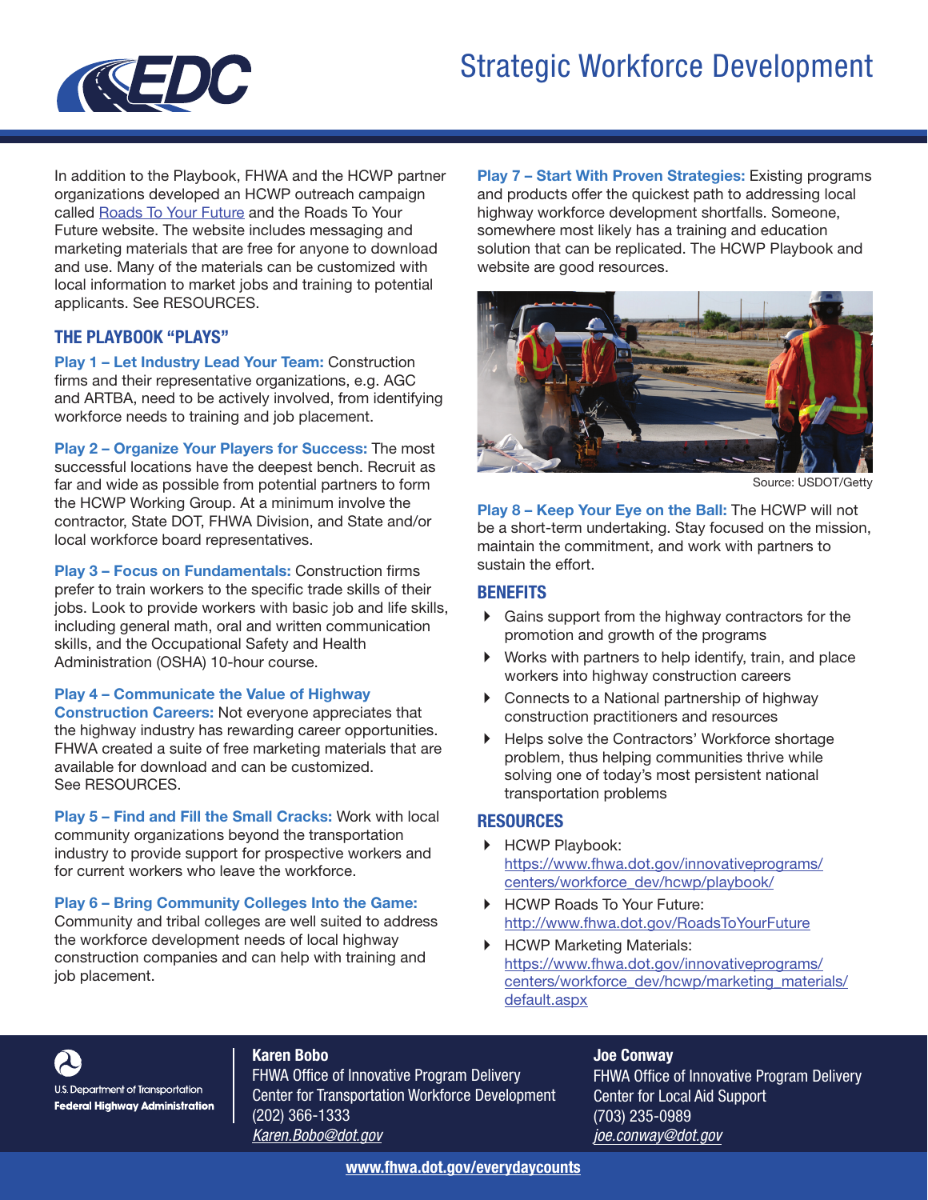In addition to the Playbook, FHWA and the HCWP partner organizations developed an HCWP outreach campaign called Roads To Your Future and the Roads To Your Future website. The website includes messaging and marketing materials that are free for anyone to download and use. Many of the materials can be customized with local information to market jobs and training to potential applicants. See RESOURCES.

## THE PLAYBOOK "PLAYS"

**Play 1 – Let Industry Lead Your Team:** Construction firms and their representative organizations, e.g. AGC and ARTBA, need to be actively involved, from identifying workforce needs to training and job placement.

**Play 2 – Organize Your Players for Success:** The most successful locations have the deepest bench. Recruit as far and wide as possible from potential partners to form the HCWP Working Group. At a minimum involve the contractor, State DOT, FHWA Division, and State and/or local workforce board representatives.

**Play 3 – Focus on Fundamentals:** Construction firms prefer to train workers to the specific trade skills of their jobs. Look to provide workers with basic job and life skills, including general math, oral and written communication skills, and the Occupational Safety and Health Administration (OSHA) 10-hour course.

**Play 4 – Communicate the Value of Highway Construction Careers:** Not everyone appreciates that the highway industry has rewarding career opportunities. FHWA created a suite of free marketing materials that are available for download and can be customized. See RESOURCES.

**Play 5 – Find and Fill the Small Cracks:** Work with local community organizations beyond the transportation industry to provide support for prospective workers and for current workers who leave the workforce.

**Play 6 – Bring Community Colleges Into the Game:** Community and tribal colleges are well suited to address the workforce development needs of local highway construction companies and can help with training and job placement.

**Play 7 – Start With Proven Strategies:** Existing programs and products offer the quickest path to addressing local highway workforce development shortfalls. Someone, somewhere most likely has a training and education solution that can be replicated. The HCWP Playbook and website are good resources.

Source: USDOT/Getty

**Play 8 – Keep Your Eye on the Ball:** The HCWP will not be a short-term undertaking. Stay focused on the mission, maintain the commitment, and work with partners to sustain the effort.

## BENEFITS

- Gains support from the highway contractors for the promotion and growth of the programs
- Works with partners to help identify, train, and place workers into highway construction careers
- Connects to a National partnership of highway construction practitioners and resources
- Helps solve the Contractors' Workforce shortage problem, thus helping communities thrive while solving one of today's most persistent national transportation problems

## RESOURCES

- HCWP Playbook: https://www.fhwa.dot.gov/innovativeprograms/centers/workforce_dev/hcwp/playbook/
- HCWP Roads To Your Future: http://www.fhwa.dot.gov/RoadsToYourFuture
- HCWP Marketing Materials: https://www.fhwa.dot.gov/innovativeprograms/centers/workforce_dev/hcwp/marketing_materials/default.aspx

U.S. Department of Transportation
Federal Highway Administration

**Karen Bobo**
FHWA Office of Innovative Program Delivery
Center for Transportation Workforce Development
(202) 366-1333
Karen.Bobo@dot.gov

**Joe Conway**
FHWA Office of Innovative Program Delivery
Center for Local Aid Support
(703) 235-0989
joe.conway@dot.gov

www.fhwa.dot.gov/everydaycounts